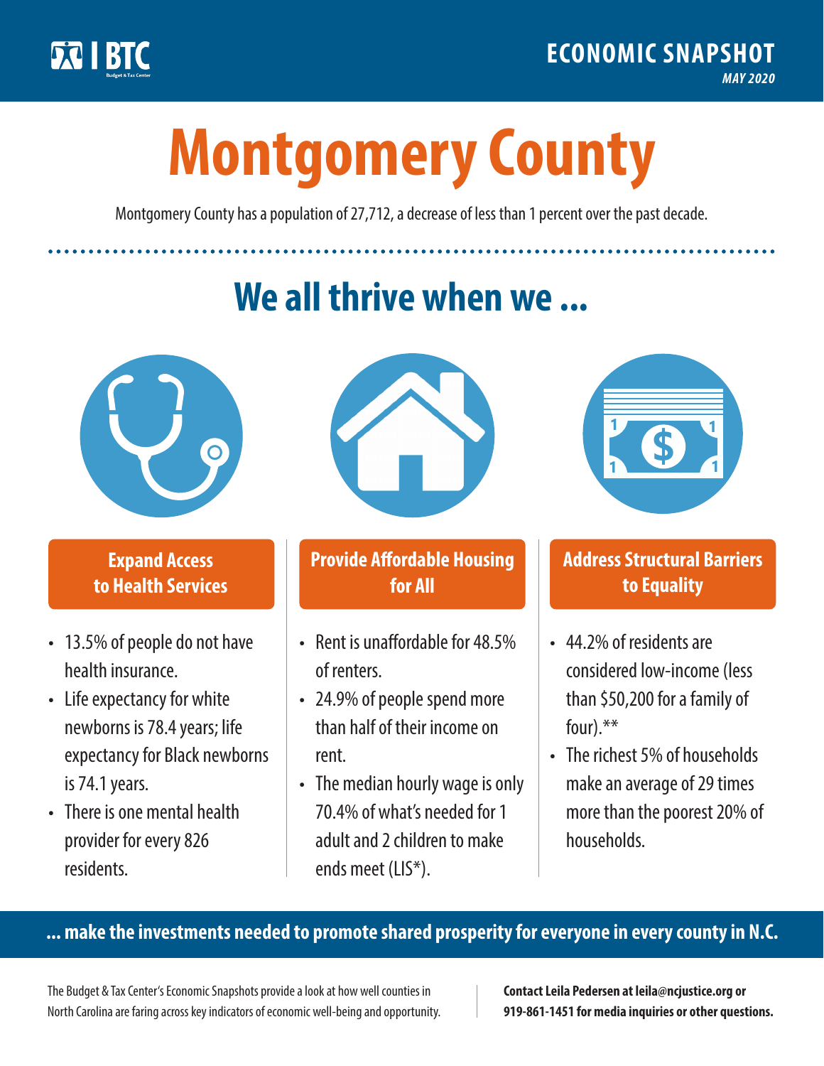BTC Budget & Tax Center

**ECONOMIC SNAPSHOT**
*MAY 2020*

# Montgomery County

Montgomery County has a population of 27,712, a decrease of less than 1 percent over the past decade.

## We all thrive when we ...

### Expand Access to Health Services

- 13.5% of people do not have health insurance.
- Life expectancy for white newborns is 78.4 years; life expectancy for Black newborns is 74.1 years.
- There is one mental health provider for every 826 residents.

### Provide Affordable Housing for All

- Rent is unaffordable for 48.5% of renters.
- 24.9% of people spend more than half of their income on rent.
- The median hourly wage is only 70.4% of what's needed for 1 adult and 2 children to make ends meet (LIS*).

### Address Structural Barriers to Equality

- 44.2% of residents are considered low-income (less than $50,200 for a family of four).**
- The richest 5% of households make an average of 29 times more than the poorest 20% of households.

**... make the investments needed to promote shared prosperity for everyone in every county in N.C.**

The Budget & Tax Center's Economic Snapshots provide a look at how well counties in North Carolina are faring across key indicators of economic well-being and opportunity.

**Contact Leila Pedersen at leila@ncjustice.org or 919-861-1451 for media inquiries or other questions.**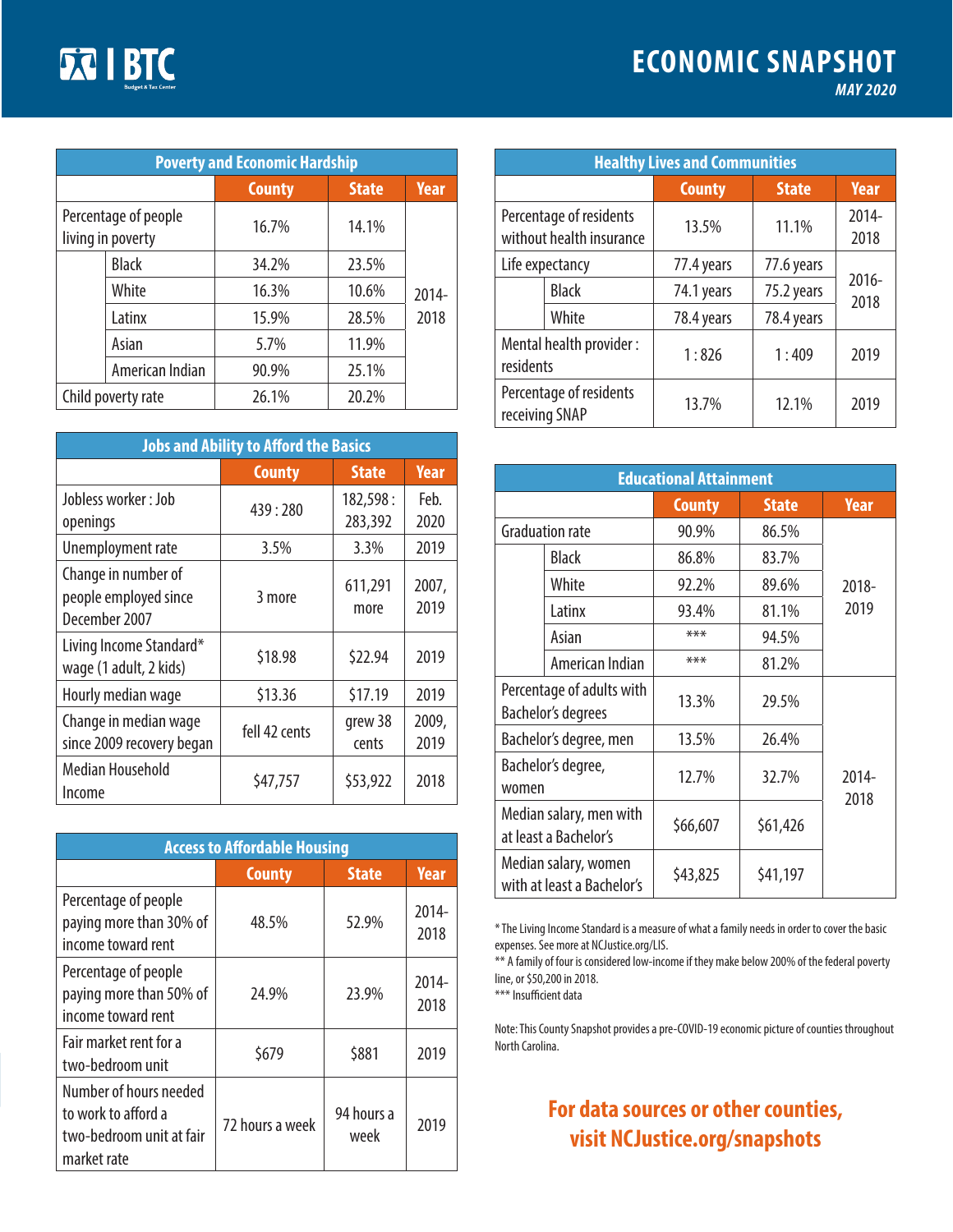# ECONOMIC SNAPSHOT

*MAY 2020*

| Poverty and Economic Hardship | | County | State | Year |
|---|---|---|---|---|
| Percentage of people living in poverty | | 16.7% | 14.1% | 2014-2018 |
| | Black | 34.2% | 23.5% | |
| | White | 16.3% | 10.6% | |
| | Latinx | 15.9% | 28.5% | |
| | Asian | 5.7% | 11.9% | |
| | American Indian | 90.9% | 25.1% | |
| Child poverty rate | | 26.1% | 20.2% | |

| Jobs and Ability to Afford the Basics | County | State | Year |
|---|---|---|---|
| Jobless worker : Job openings | 439 : 280 | 182,598 : 283,392 | Feb. 2020 |
| Unemployment rate | 3.5% | 3.3% | 2019 |
| Change in number of people employed since December 2007 | 3 more | 611,291 more | 2007, 2019 |
| Living Income Standard* wage (1 adult, 2 kids) | $18.98 | $22.94 | 2019 |
| Hourly median wage | $13.36 | $17.19 | 2019 |
| Change in median wage since 2009 recovery began | fell 42 cents | grew 38 cents | 2009, 2019 |
| Median Household Income | $47,757 | $53,922 | 2018 |

| Access to Affordable Housing | County | State | Year |
|---|---|---|---|
| Percentage of people paying more than 30% of income toward rent | 48.5% | 52.9% | 2014-2018 |
| Percentage of people paying more than 50% of income toward rent | 24.9% | 23.9% | 2014-2018 |
| Fair market rent for a two-bedroom unit | $679 | $881 | 2019 |
| Number of hours needed to work to afford a two-bedroom unit at fair market rate | 72 hours a week | 94 hours a week | 2019 |

| Healthy Lives and Communities | | County | State | Year |
|---|---|---|---|---|
| Percentage of residents without health insurance | | 13.5% | 11.1% | 2014-2018 |
| Life expectancy | | 77.4 years | 77.6 years | 2016-2018 |
| | Black | 74.1 years | 75.2 years | |
| | White | 78.4 years | 78.4 years | |
| Mental health provider : residents | | 1 : 826 | 1 : 409 | 2019 |
| Percentage of residents receiving SNAP | | 13.7% | 12.1% | 2019 |

| Educational Attainment | | County | State | Year |
|---|---|---|---|---|
| Graduation rate | | 90.9% | 86.5% | 2018-2019 |
| | Black | 86.8% | 83.7% | |
| | White | 92.2% | 89.6% | |
| | Latinx | 93.4% | 81.1% | |
| | Asian | *** | 94.5% | |
| | American Indian | *** | 81.2% | |
| Percentage of adults with Bachelor's degrees | | 13.3% | 29.5% | 2014-2018 |
| Bachelor's degree, men | | 13.5% | 26.4% | |
| Bachelor's degree, women | | 12.7% | 32.7% | |
| Median salary, men with at least a Bachelor's | | $66,607 | $61,426 | |
| Median salary, women with at least a Bachelor's | | $43,825 | $41,197 | |

* The Living Income Standard is a measure of what a family needs in order to cover the basic expenses. See more at NCJustice.org/LIS.

** A family of four is considered low-income if they make below 200% of the federal poverty line, or $50,200 in 2018.

*** Insufficient data

Note: This County Snapshot provides a pre-COVID-19 economic picture of counties throughout North Carolina.

**For data sources or other counties, visit NCJustice.org/snapshots**